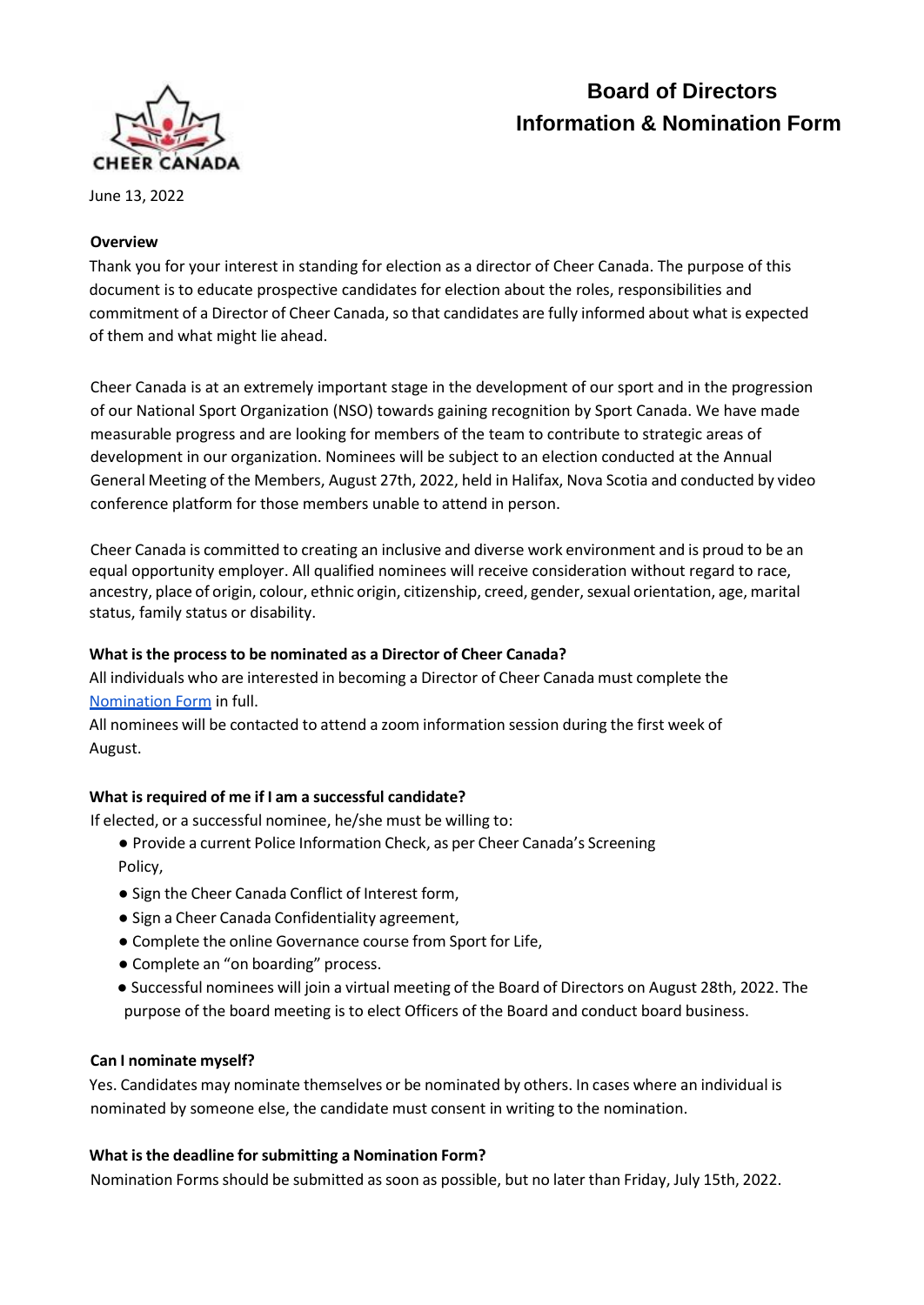# Board of Directors
# Information & Nomination Form

CHEER CANADA

June 13, 2022

**Overview**

Thank you for your interest in standing for election as a director of Cheer Canada. The purpose of this document is to educate prospective candidates for election about the roles, responsibilities and commitment of a Director of Cheer Canada, so that candidates are fully informed about what is expected of them and what might lie ahead.

Cheer Canada is at an extremely important stage in the development of our sport and in the progression of our National Sport Organization (NSO) towards gaining recognition by Sport Canada. We have made measurable progress and are looking for members of the team to contribute to strategic areas of development in our organization. Nominees will be subject to an election conducted at the Annual General Meeting of the Members, August 27th, 2022, held in Halifax, Nova Scotia and conducted by video conference platform for those members unable to attend in person.

Cheer Canada is committed to creating an inclusive and diverse work environment and is proud to be an equal opportunity employer. All qualified nominees will receive consideration without regard to race, ancestry, place of origin, colour, ethnic origin, citizenship, creed, gender, sexual orientation, age, marital status, family status or disability.

**What is the process to be nominated as a Director of Cheer Canada?**

All individuals who are interested in becoming a Director of Cheer Canada must complete the Nomination Form in full.

All nominees will be contacted to attend a zoom information session during the first week of August.

**What is required of me if I am a successful candidate?**

If elected, or a successful nominee, he/she must be willing to:

- Provide a current Police Information Check, as per Cheer Canada's Screening Policy,
- Sign the Cheer Canada Conflict of Interest form,
- Sign a Cheer Canada Confidentiality agreement,
- Complete the online Governance course from Sport for Life,
- Complete an "on boarding" process.
- Successful nominees will join a virtual meeting of the Board of Directors on August 28th, 2022. The purpose of the board meeting is to elect Officers of the Board and conduct board business.

**Can I nominate myself?**

Yes. Candidates may nominate themselves or be nominated by others. In cases where an individual is nominated by someone else, the candidate must consent in writing to the nomination.

**What is the deadline for submitting a Nomination Form?**

Nomination Forms should be submitted as soon as possible, but no later than Friday, July 15th, 2022.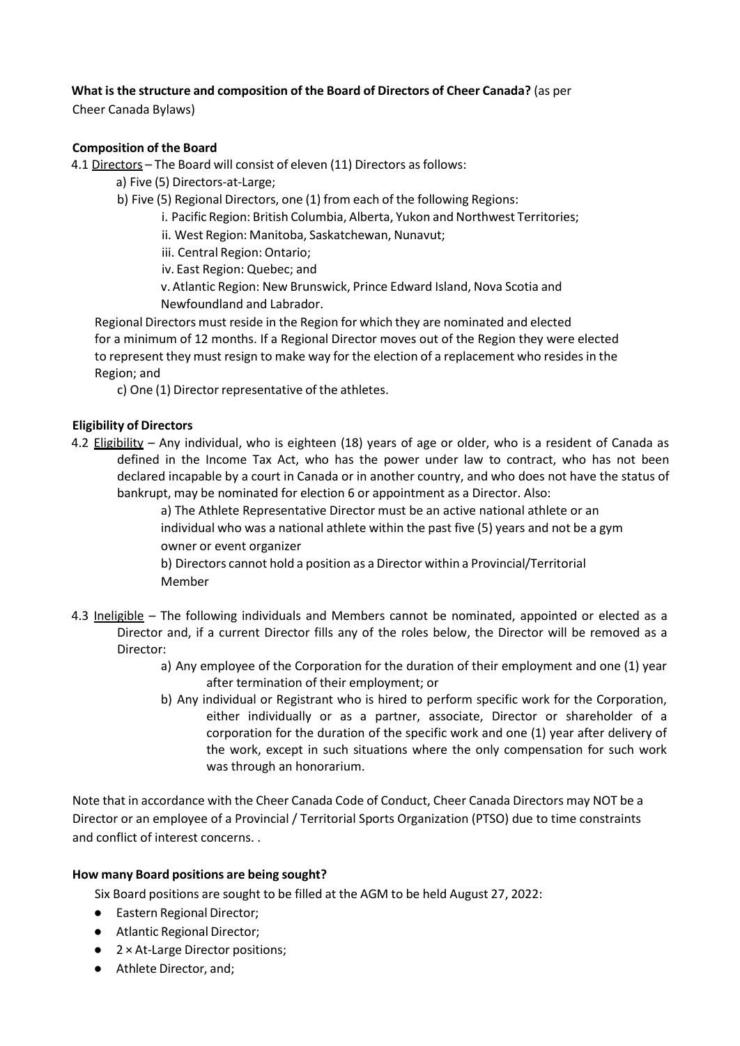**What is the structure and composition of the Board of Directors of Cheer Canada?** (as per Cheer Canada Bylaws)

**Composition of the Board**

4.1 Directors – The Board will consist of eleven (11) Directors as follows:

a) Five (5) Directors-at-Large;

b) Five (5) Regional Directors, one (1) from each of the following Regions:

i. Pacific Region: British Columbia, Alberta, Yukon and Northwest Territories;

ii. West Region: Manitoba, Saskatchewan, Nunavut;

iii. Central Region: Ontario;

iv. East Region: Quebec; and

v. Atlantic Region: New Brunswick, Prince Edward Island, Nova Scotia and Newfoundland and Labrador.

Regional Directors must reside in the Region for which they are nominated and elected for a minimum of 12 months. If a Regional Director moves out of the Region they were elected to represent they must resign to make way for the election of a replacement who resides in the Region; and

c) One (1) Director representative of the athletes.

**Eligibility of Directors**

4.2 Eligibility – Any individual, who is eighteen (18) years of age or older, who is a resident of Canada as defined in the Income Tax Act, who has the power under law to contract, who has not been declared incapable by a court in Canada or in another country, and who does not have the status of bankrupt, may be nominated for election 6 or appointment as a Director. Also:

a) The Athlete Representative Director must be an active national athlete or an individual who was a national athlete within the past five (5) years and not be a gym owner or event organizer

b) Directors cannot hold a position as a Director within a Provincial/Territorial Member

4.3 Ineligible – The following individuals and Members cannot be nominated, appointed or elected as a Director and, if a current Director fills any of the roles below, the Director will be removed as a Director:

a) Any employee of the Corporation for the duration of their employment and one (1) year after termination of their employment; or

b) Any individual or Registrant who is hired to perform specific work for the Corporation, either individually or as a partner, associate, Director or shareholder of a corporation for the duration of the specific work and one (1) year after delivery of the work, except in such situations where the only compensation for such work was through an honorarium.

Note that in accordance with the Cheer Canada Code of Conduct, Cheer Canada Directors may NOT be a Director or an employee of a Provincial / Territorial Sports Organization (PTSO) due to time constraints and conflict of interest concerns. .

**How many Board positions are being sought?**

Six Board positions are sought to be filled at the AGM to be held August 27, 2022:

- Eastern Regional Director;
- Atlantic Regional Director;
- 2 × At-Large Director positions;
- Athlete Director, and;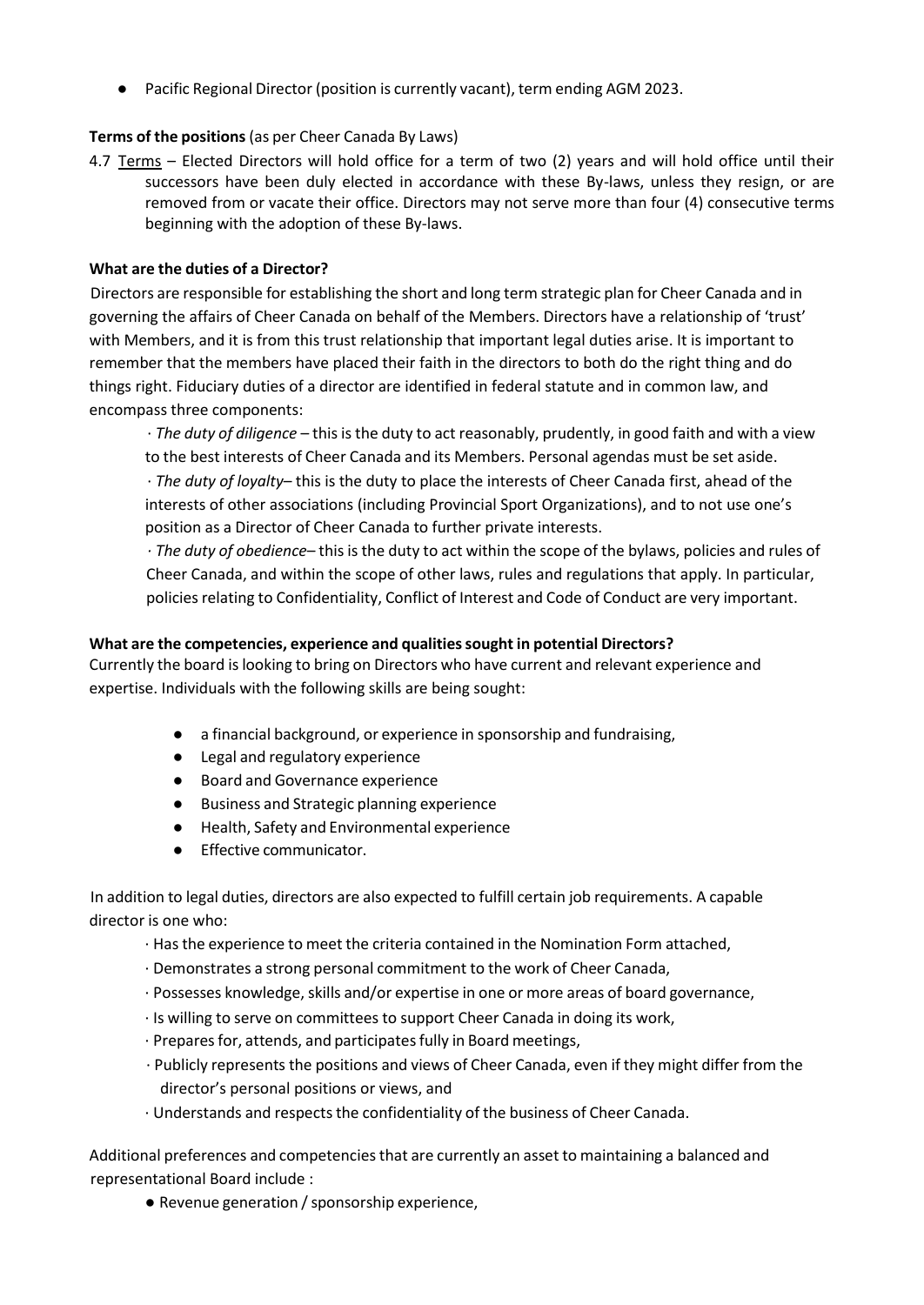- Pacific Regional Director (position is currently vacant), term ending AGM 2023.

**Terms of the positions** (as per Cheer Canada By Laws)

4.7 Terms – Elected Directors will hold office for a term of two (2) years and will hold office until their successors have been duly elected in accordance with these By-laws, unless they resign, or are removed from or vacate their office. Directors may not serve more than four (4) consecutive terms beginning with the adoption of these By-laws.

**What are the duties of a Director?**

Directors are responsible for establishing the short and long term strategic plan for Cheer Canada and in governing the affairs of Cheer Canada on behalf of the Members. Directors have a relationship of 'trust' with Members, and it is from this trust relationship that important legal duties arise. It is important to remember that the members have placed their faith in the directors to both do the right thing and do things right. Fiduciary duties of a director are identified in federal statute and in common law, and encompass three components:

· *The duty of diligence* – this is the duty to act reasonably, prudently, in good faith and with a view to the best interests of Cheer Canada and its Members. Personal agendas must be set aside.

· *The duty of loyalty*– this is the duty to place the interests of Cheer Canada first, ahead of the interests of other associations (including Provincial Sport Organizations), and to not use one's position as a Director of Cheer Canada to further private interests.

· *The duty of obedience*– this is the duty to act within the scope of the bylaws, policies and rules of Cheer Canada, and within the scope of other laws, rules and regulations that apply. In particular, policies relating to Confidentiality, Conflict of Interest and Code of Conduct are very important.

**What are the competencies, experience and qualities sought in potential Directors?**

Currently the board is looking to bring on Directors who have current and relevant experience and expertise. Individuals with the following skills are being sought:

- a financial background, or experience in sponsorship and fundraising,
- Legal and regulatory experience
- Board and Governance experience
- Business and Strategic planning experience
- Health, Safety and Environmental experience
- Effective communicator.

In addition to legal duties, directors are also expected to fulfill certain job requirements. A capable director is one who:

· Has the experience to meet the criteria contained in the Nomination Form attached,

· Demonstrates a strong personal commitment to the work of Cheer Canada,

· Possesses knowledge, skills and/or expertise in one or more areas of board governance,

· Is willing to serve on committees to support Cheer Canada in doing its work,

· Prepares for, attends, and participates fully in Board meetings,

· Publicly represents the positions and views of Cheer Canada, even if they might differ from the director's personal positions or views, and

· Understands and respects the confidentiality of the business of Cheer Canada.

Additional preferences and competencies that are currently an asset to maintaining a balanced and representational Board include :

- Revenue generation / sponsorship experience,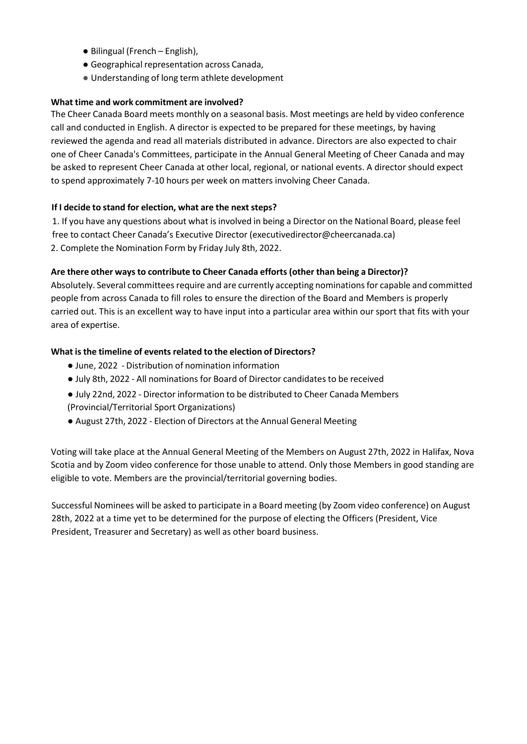- Bilingual (French – English),
- Geographical representation across Canada,
- Understanding of long term athlete development

**What time and work commitment are involved?**

The Cheer Canada Board meets monthly on a seasonal basis. Most meetings are held by video conference call and conducted in English. A director is expected to be prepared for these meetings, by having reviewed the agenda and read all materials distributed in advance. Directors are also expected to chair one of Cheer Canada's Committees, participate in the Annual General Meeting of Cheer Canada and may be asked to represent Cheer Canada at other local, regional, or national events. A director should expect to spend approximately 7-10 hours per week on matters involving Cheer Canada.

**If I decide to stand for election, what are the next steps?**

1. If you have any questions about what is involved in being a Director on the National Board, please feel free to contact Cheer Canada's Executive Director (executivedirector@cheercanada.ca)
2. Complete the Nomination Form by Friday July 8th, 2022.

**Are there other ways to contribute to Cheer Canada efforts (other than being a Director)?**

Absolutely. Several committees require and are currently accepting nominations for capable and committed people from across Canada to fill roles to ensure the direction of the Board and Members is properly carried out. This is an excellent way to have input into a particular area within our sport that fits with your area of expertise.

**What is the timeline of events related to the election of Directors?**

- June, 2022 - Distribution of nomination information
- July 8th, 2022 - All nominations for Board of Director candidates to be received
- July 22nd, 2022 - Director information to be distributed to Cheer Canada Members (Provincial/Territorial Sport Organizations)
- August 27th, 2022 - Election of Directors at the Annual General Meeting

Voting will take place at the Annual General Meeting of the Members on August 27th, 2022 in Halifax, Nova Scotia and by Zoom video conference for those unable to attend. Only those Members in good standing are eligible to vote. Members are the provincial/territorial governing bodies.

Successful Nominees will be asked to participate in a Board meeting (by Zoom video conference) on August 28th, 2022 at a time yet to be determined for the purpose of electing the Officers (President, Vice President, Treasurer and Secretary) as well as other board business.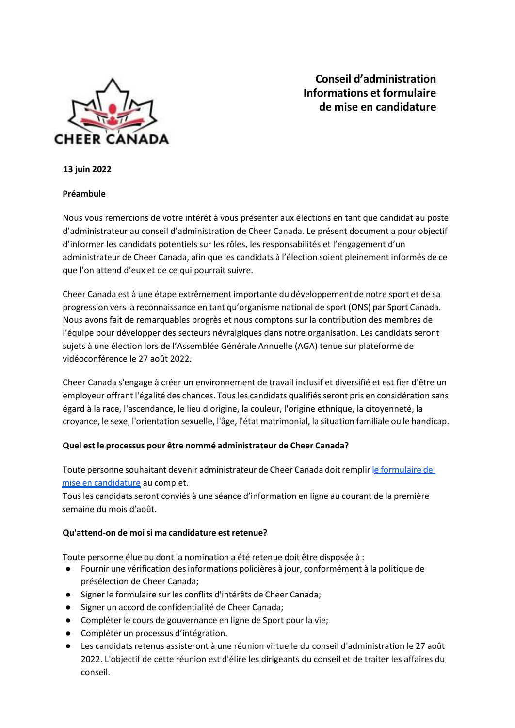# Conseil d'administration Informations et formulaire de mise en candidature

**13 juin 2022**

**Préambule**

Nous vous remercions de votre intérêt à vous présenter aux élections en tant que candidat au poste d'administrateur au conseil d'administration de Cheer Canada. Le présent document a pour objectif d'informer les candidats potentiels sur les rôles, les responsabilités et l'engagement d'un administrateur de Cheer Canada, afin que les candidats à l'élection soient pleinement informés de ce que l'on attend d'eux et de ce qui pourrait suivre.

Cheer Canada est à une étape extrêmement importante du développement de notre sport et de sa progression vers la reconnaissance en tant qu'organisme national de sport (ONS) par Sport Canada. Nous avons fait de remarquables progrès et nous comptons sur la contribution des membres de l'équipe pour développer des secteurs névralgiques dans notre organisation. Les candidats seront sujets à une élection lors de l'Assemblée Générale Annuelle (AGA) tenue sur plateforme de vidéoconférence le 27 août 2022.

Cheer Canada s'engage à créer un environnement de travail inclusif et diversifié et est fier d'être un employeur offrant l'égalité des chances. Tous les candidats qualifiés seront pris en considération sans égard à la race, l'ascendance, le lieu d'origine, la couleur, l'origine ethnique, la citoyenneté, la croyance, le sexe, l'orientation sexuelle, l'âge, l'état matrimonial, la situation familiale ou le handicap.

**Quel est le processus pour être nommé administrateur de Cheer Canada?**

Toute personne souhaitant devenir administrateur de Cheer Canada doit remplir le formulaire de mise en candidature au complet.
Tous les candidats seront conviés à une séance d'information en ligne au courant de la première semaine du mois d'août.

**Qu'attend-on de moi si ma candidature est retenue?**

Toute personne élue ou dont la nomination a été retenue doit être disposée à :

- Fournir une vérification des informations policières à jour, conformément à la politique de présélection de Cheer Canada;
- Signer le formulaire sur les conflits d'intérêts de Cheer Canada;
- Signer un accord de confidentialité de Cheer Canada;
- Compléter le cours de gouvernance en ligne de Sport pour la vie;
- Compléter un processus d'intégration.
- Les candidats retenus assisteront à une réunion virtuelle du conseil d'administration le 27 août 2022. L'objectif de cette réunion est d'élire les dirigeants du conseil et de traiter les affaires du conseil.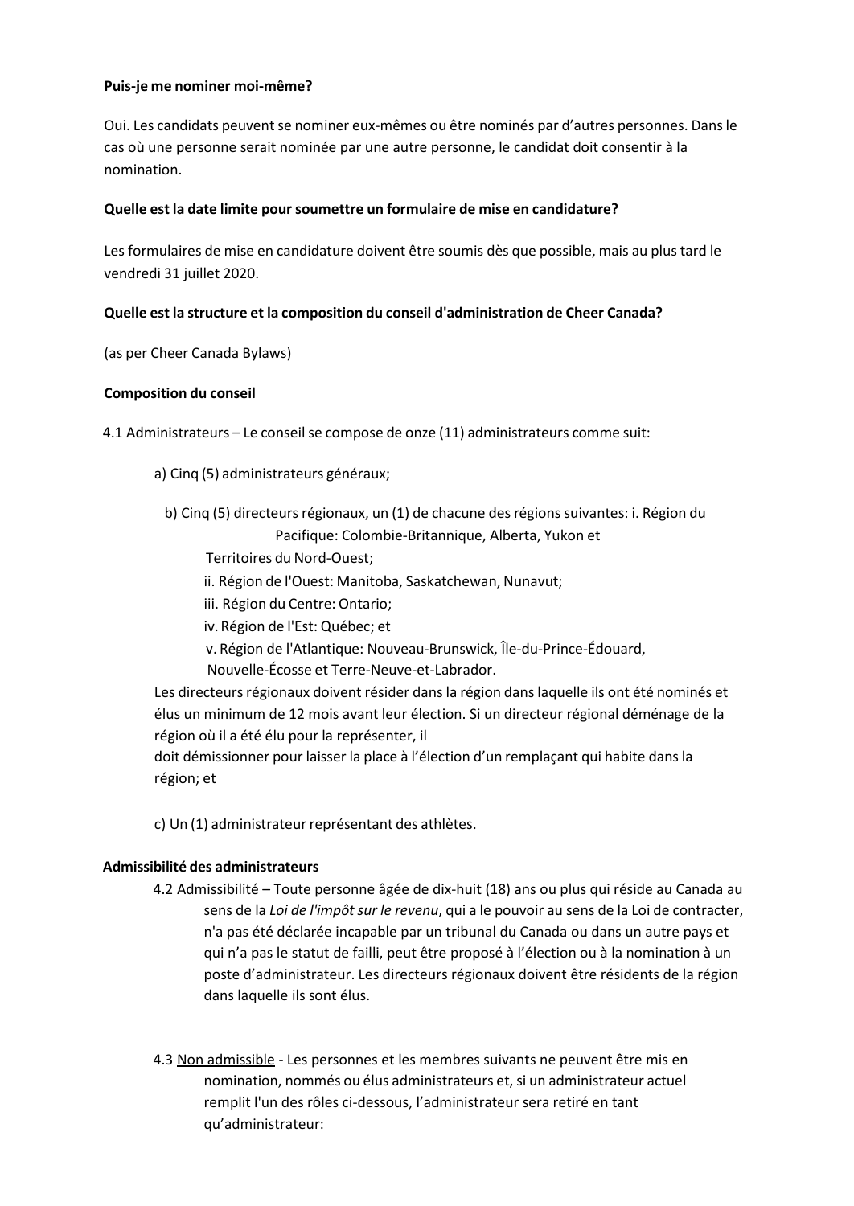**Puis-je me nominer moi-même?**

Oui. Les candidats peuvent se nominer eux-mêmes ou être nominés par d'autres personnes. Dans le cas où une personne serait nominée par une autre personne, le candidat doit consentir à la nomination.

**Quelle est la date limite pour soumettre un formulaire de mise en candidature?**

Les formulaires de mise en candidature doivent être soumis dès que possible, mais au plus tard le vendredi 31 juillet 2020.

**Quelle est la structure et la composition du conseil d'administration de Cheer Canada?**

(as per Cheer Canada Bylaws)

**Composition du conseil**

4.1 Administrateurs – Le conseil se compose de onze (11) administrateurs comme suit:

a) Cinq (5) administrateurs généraux;

b) Cinq (5) directeurs régionaux, un (1) de chacune des régions suivantes:
- i. Région du Pacifique: Colombie-Britannique, Alberta, Yukon et Territoires du Nord-Ouest;
- ii. Région de l'Ouest: Manitoba, Saskatchewan, Nunavut;
- iii. Région du Centre: Ontario;
- iv. Région de l'Est: Québec; et
- v. Région de l'Atlantique: Nouveau-Brunswick, Île-du-Prince-Édouard, Nouvelle-Écosse et Terre-Neuve-et-Labrador.

Les directeurs régionaux doivent résider dans la région dans laquelle ils ont été nominés et élus un minimum de 12 mois avant leur élection. Si un directeur régional déménage de la région où il a été élu pour la représenter, il doit démissionner pour laisser la place à l'élection d'un remplaçant qui habite dans la région; et

c) Un (1) administrateur représentant des athlètes.

**Admissibilité des administrateurs**

4.2 Admissibilité – Toute personne âgée de dix-huit (18) ans ou plus qui réside au Canada au sens de la *Loi de l'impôt sur le revenu*, qui a le pouvoir au sens de la Loi de contracter, n'a pas été déclarée incapable par un tribunal du Canada ou dans un autre pays et qui n'a pas le statut de failli, peut être proposé à l'élection ou à la nomination à un poste d'administrateur. Les directeurs régionaux doivent être résidents de la région dans laquelle ils sont élus.

4.3 <u>Non admissible</u> - Les personnes et les membres suivants ne peuvent être mis en nomination, nommés ou élus administrateurs et, si un administrateur actuel remplit l'un des rôles ci-dessous, l'administrateur sera retiré en tant qu'administrateur: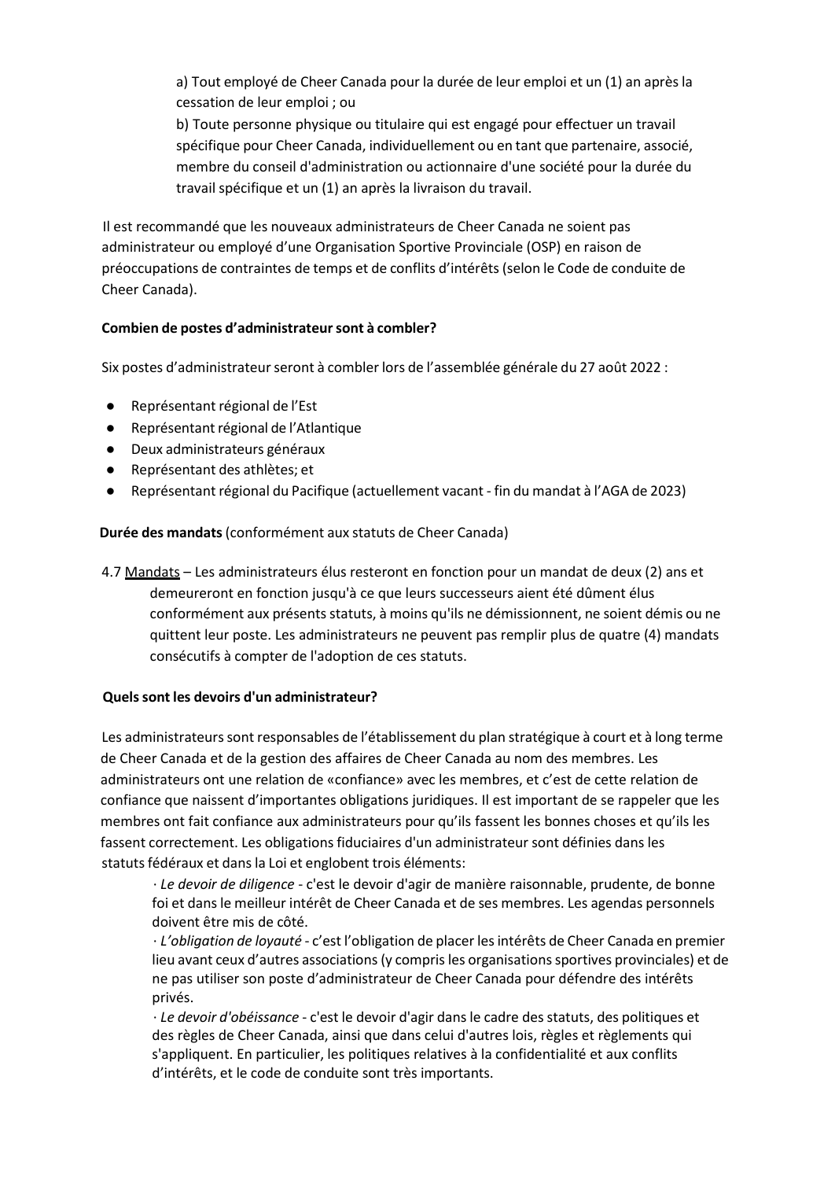a) Tout employé de Cheer Canada pour la durée de leur emploi et un (1) an après la cessation de leur emploi ; ou

b) Toute personne physique ou titulaire qui est engagé pour effectuer un travail spécifique pour Cheer Canada, individuellement ou en tant que partenaire, associé, membre du conseil d'administration ou actionnaire d'une société pour la durée du travail spécifique et un (1) an après la livraison du travail.

Il est recommandé que les nouveaux administrateurs de Cheer Canada ne soient pas administrateur ou employé d'une Organisation Sportive Provinciale (OSP) en raison de préoccupations de contraintes de temps et de conflits d'intérêts (selon le Code de conduite de Cheer Canada).

**Combien de postes d'administrateur sont à combler?**

Six postes d'administrateur seront à combler lors de l'assemblée générale du 27 août 2022 :

- Représentant régional de l'Est
- Représentant régional de l'Atlantique
- Deux administrateurs généraux
- Représentant des athlètes; et
- Représentant régional du Pacifique (actuellement vacant - fin du mandat à l'AGA de 2023)

**Durée des mandats** (conformément aux statuts de Cheer Canada)

4.7 Mandats – Les administrateurs élus resteront en fonction pour un mandat de deux (2) ans et demeureront en fonction jusqu'à ce que leurs successeurs aient été dûment élus conformément aux présents statuts, à moins qu'ils ne démissionnent, ne soient démis ou ne quittent leur poste. Les administrateurs ne peuvent pas remplir plus de quatre (4) mandats consécutifs à compter de l'adoption de ces statuts.

**Quels sont les devoirs d'un administrateur?**

Les administrateurs sont responsables de l'établissement du plan stratégique à court et à long terme de Cheer Canada et de la gestion des affaires de Cheer Canada au nom des membres. Les administrateurs ont une relation de «confiance» avec les membres, et c'est de cette relation de confiance que naissent d'importantes obligations juridiques. Il est important de se rappeler que les membres ont fait confiance aux administrateurs pour qu'ils fassent les bonnes choses et qu'ils les fassent correctement. Les obligations fiduciaires d'un administrateur sont définies dans les statuts fédéraux et dans la Loi et englobent trois éléments:

· *Le devoir de diligence* - c'est le devoir d'agir de manière raisonnable, prudente, de bonne foi et dans le meilleur intérêt de Cheer Canada et de ses membres. Les agendas personnels doivent être mis de côté.

· *L'obligation de loyauté* - c'est l'obligation de placer les intérêts de Cheer Canada en premier lieu avant ceux d'autres associations (y compris les organisations sportives provinciales) et de ne pas utiliser son poste d'administrateur de Cheer Canada pour défendre des intérêts privés.

· *Le devoir d'obéissance* - c'est le devoir d'agir dans le cadre des statuts, des politiques et des règles de Cheer Canada, ainsi que dans celui d'autres lois, règles et règlements qui s'appliquent. En particulier, les politiques relatives à la confidentialité et aux conflits d'intérêts, et le code de conduite sont très importants.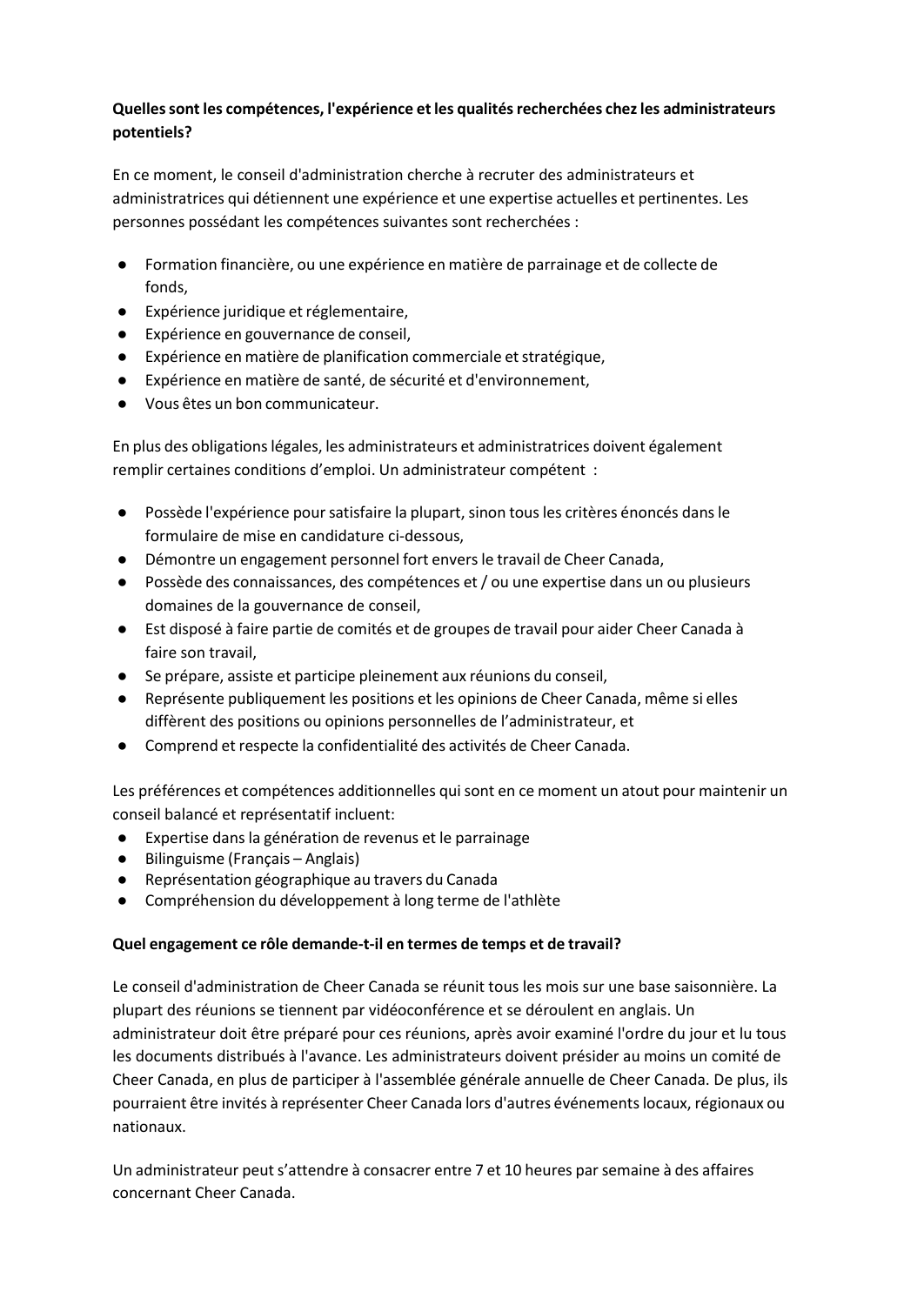**Quelles sont les compétences, l'expérience et les qualités recherchées chez les administrateurs potentiels?**

En ce moment, le conseil d'administration cherche à recruter des administrateurs et administratrices qui détiennent une expérience et une expertise actuelles et pertinentes. Les personnes possédant les compétences suivantes sont recherchées :

- Formation financière, ou une expérience en matière de parrainage et de collecte de fonds,
- Expérience juridique et réglementaire,
- Expérience en gouvernance de conseil,
- Expérience en matière de planification commerciale et stratégique,
- Expérience en matière de santé, de sécurité et d'environnement,
- Vous êtes un bon communicateur.

En plus des obligations légales, les administrateurs et administratrices doivent également remplir certaines conditions d'emploi. Un administrateur compétent :

- Possède l'expérience pour satisfaire la plupart, sinon tous les critères énoncés dans le formulaire de mise en candidature ci-dessous,
- Démontre un engagement personnel fort envers le travail de Cheer Canada,
- Possède des connaissances, des compétences et / ou une expertise dans un ou plusieurs domaines de la gouvernance de conseil,
- Est disposé à faire partie de comités et de groupes de travail pour aider Cheer Canada à faire son travail,
- Se prépare, assiste et participe pleinement aux réunions du conseil,
- Représente publiquement les positions et les opinions de Cheer Canada, même si elles diffèrent des positions ou opinions personnelles de l'administrateur, et
- Comprend et respecte la confidentialité des activités de Cheer Canada.

Les préférences et compétences additionnelles qui sont en ce moment un atout pour maintenir un conseil balancé et représentatif incluent:

- Expertise dans la génération de revenus et le parrainage
- Bilinguisme (Français – Anglais)
- Représentation géographique au travers du Canada
- Compréhension du développement à long terme de l'athlète

**Quel engagement ce rôle demande-t-il en termes de temps et de travail?**

Le conseil d'administration de Cheer Canada se réunit tous les mois sur une base saisonnière. La plupart des réunions se tiennent par vidéoconférence et se déroulent en anglais. Un administrateur doit être préparé pour ces réunions, après avoir examiné l'ordre du jour et lu tous les documents distribués à l'avance. Les administrateurs doivent présider au moins un comité de Cheer Canada, en plus de participer à l'assemblée générale annuelle de Cheer Canada. De plus, ils pourraient être invités à représenter Cheer Canada lors d'autres événements locaux, régionaux ou nationaux.

Un administrateur peut s'attendre à consacrer entre 7 et 10 heures par semaine à des affaires concernant Cheer Canada.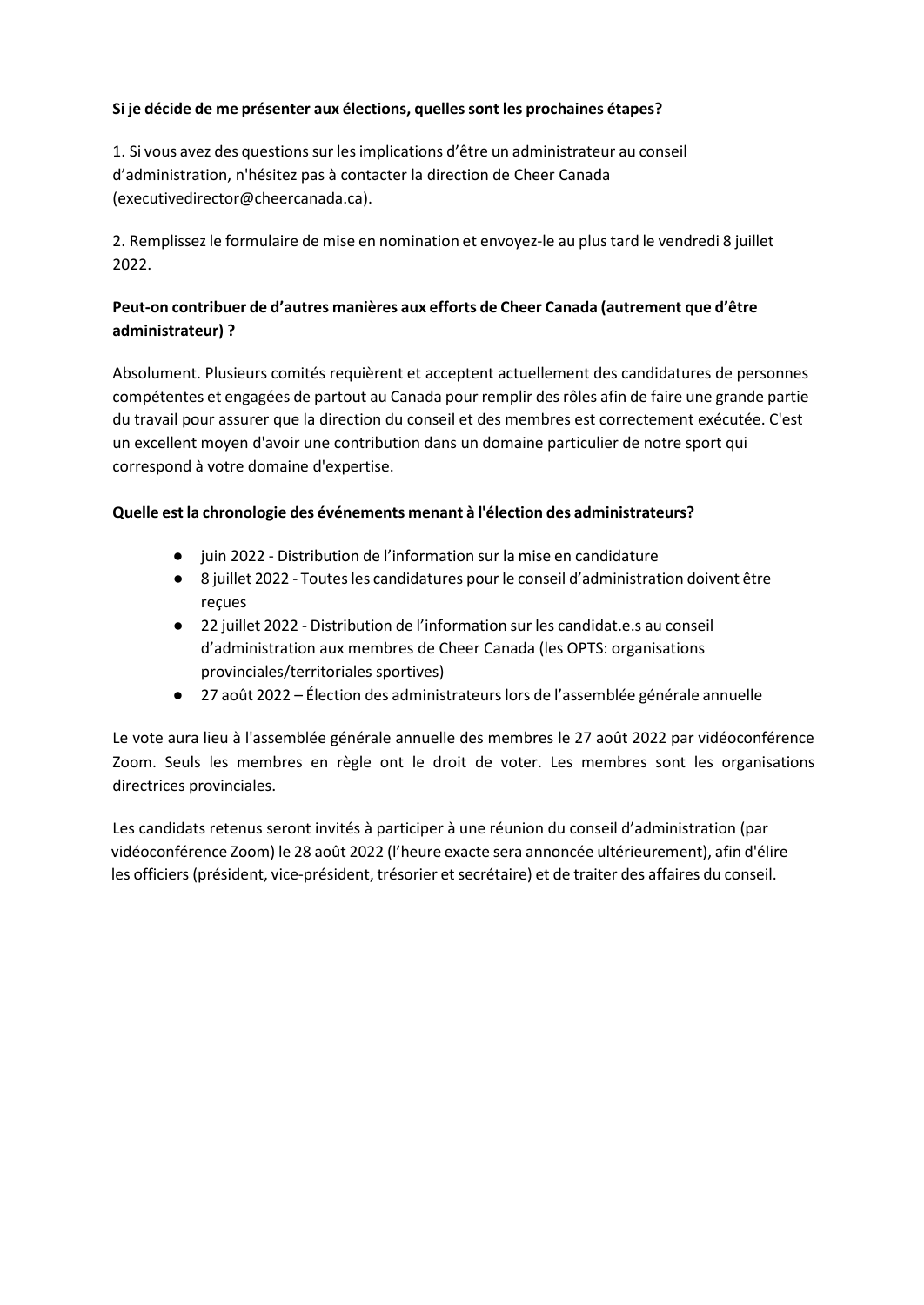**Si je décide de me présenter aux élections, quelles sont les prochaines étapes?**

1. Si vous avez des questions sur les implications d'être un administrateur au conseil d'administration, n'hésitez pas à contacter la direction de Cheer Canada (executivedirector@cheercanada.ca).

2. Remplissez le formulaire de mise en nomination et envoyez-le au plus tard le vendredi 8 juillet 2022.

**Peut-on contribuer de d'autres manières aux efforts de Cheer Canada (autrement que d'être administrateur) ?**

Absolument. Plusieurs comités requièrent et acceptent actuellement des candidatures de personnes compétentes et engagées de partout au Canada pour remplir des rôles afin de faire une grande partie du travail pour assurer que la direction du conseil et des membres est correctement exécutée. C'est un excellent moyen d'avoir une contribution dans un domaine particulier de notre sport qui correspond à votre domaine d'expertise.

**Quelle est la chronologie des événements menant à l'élection des administrateurs?**

- juin 2022 - Distribution de l'information sur la mise en candidature
- 8 juillet 2022 - Toutes les candidatures pour le conseil d'administration doivent être reçues
- 22 juillet 2022 - Distribution de l'information sur les candidat.e.s au conseil d'administration aux membres de Cheer Canada (les OPTS: organisations provinciales/territoriales sportives)
- 27 août 2022 – Élection des administrateurs lors de l'assemblée générale annuelle

Le vote aura lieu à l'assemblée générale annuelle des membres le 27 août 2022 par vidéoconférence Zoom. Seuls les membres en règle ont le droit de voter. Les membres sont les organisations directrices provinciales.

Les candidats retenus seront invités à participer à une réunion du conseil d'administration (par vidéoconférence Zoom) le 28 août 2022 (l'heure exacte sera annoncée ultérieurement), afin d'élire les officiers (président, vice-président, trésorier et secrétaire) et de traiter des affaires du conseil.